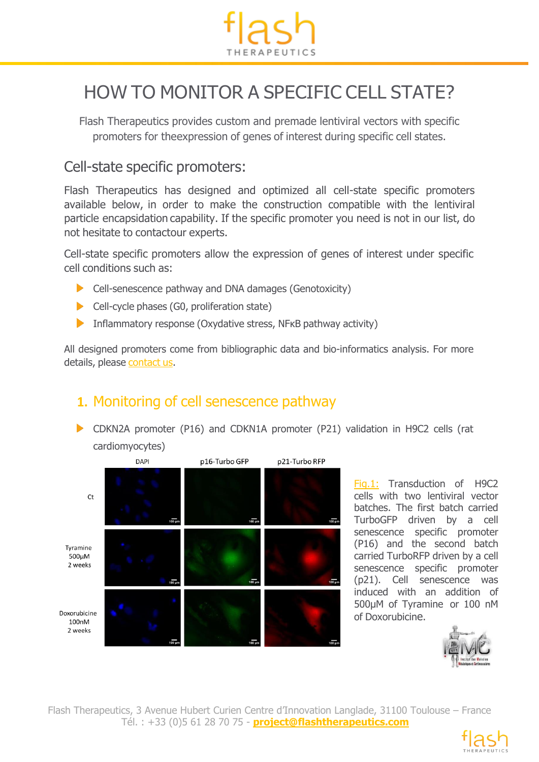# HOW TO MONITOR A SPECIFIC CELL STATE?

Flash Therapeutics provides custom and premade lentiviral vectors with specific promoters for theexpression of genes of interest during specific cell states.

## Cell-state specific promoters:

Flash Therapeutics has designed and optimized all cell-state specific promoters available below, in order to make the construction compatible with the lentiviral particle encapsidation capability. If the specific promoter you need is not in our list, do not hesitate to contactour experts.

Cell-state specific promoters allow the expression of genes of interest under specific cell conditions such as:

- Cell-senescence pathway and DNA damages (Genotoxicity)
- Cell-cycle phases (G0, proliferation state)
- Inflammatory response (Oxydative stress, NFκB pathway activity)

All designed promoters come from bibliographic data and bio-informatics analysis. For more details, please contact us.

## 1. Monitoring of cell senescence pathway

- CDKN2A promoter (P16) and CDKN1A promoter (P21) validation in H9C2 cells (rat cardiomyocytes)

Fig.1: Transduction of H9C2 cells with two lentiviral vector batches. The first batch carried TurboGFP driven by a cell senescence specific promoter (P16) and the second batch carried TurboRFP driven by a cell senescence specific promoter (p21). Cell senescence was induced with an addition of 500µM of Tyramine or 100 nM of Doxorubicine.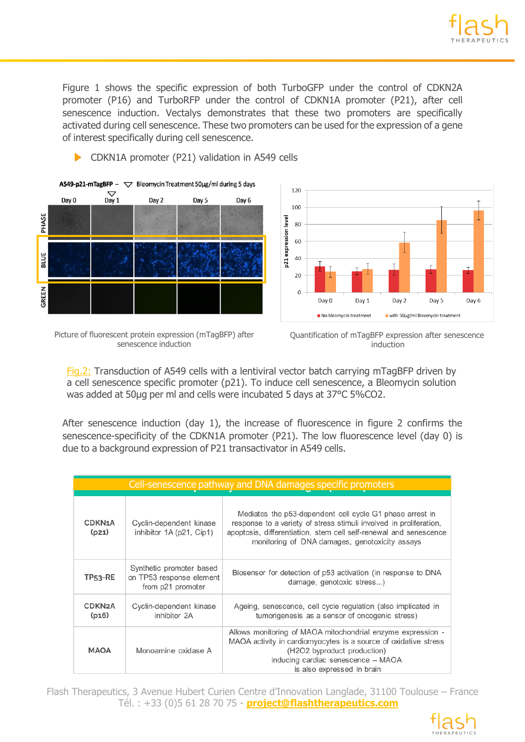Figure 1 shows the specific expression of both TurboGFP under the control of CDKN2A promoter (P16) and TurboRFP under the control of CDKN1A promoter (P21), after cell senescence induction. Vectalys demonstrates that these two promoters are specifically activated during cell senescence. These two promoters can be used for the expression of a gene of interest specifically during cell senescence.

- CDKN1A promoter (P21) validation in A549 cells

Picture of fluorescent protein expression (mTagBFP) after senescence induction

Quantification of mTagBFP expression after senescence induction

Fig.2: Transduction of A549 cells with a lentiviral vector batch carrying mTagBFP driven by a cell senescence specific promoter (p21). To induce cell senescence, a Bleomycin solution was added at 50µg per ml and cells were incubated 5 days at 37°C 5%CO2.

After senescence induction (day 1), the increase of fluorescence in figure 2 confirms the senescence-specificity of the CDKN1A promoter (P21). The low fluorescence level (day 0) is due to a background expression of P21 transactivator in A549 cells.

| Cell-senescence pathway and DNA damages specific promoters | | |
|---|---|---|
| CDKN1A (p21) | Cyclin-dependent kinase inhibitor 1A (p21, Cip1) | Mediates the p53-dependent cell cycle G1 phase arrest in response to a variety of stress stimuli involved in proliferation, apoptosis, differentiation, stem cell self-renewal and senescence monitoring of DNA damages, genotoxicity assays |
| TP53-RE | Synthetic promoter based on TP53 response element from p21 promoter | Biosensor for detection of p53 activation (in response to DNA damage, genotoxic stress...) |
| CDKN2A (p16) | Cyclin-dependent kinase inhibitor 2A | Ageing, senescence, cell cycle regulation (also implicated in tumorigenesis as a sensor of oncogenic stress) |
| MAOA | Monoamine oxidase A | Allows monitoring of MAOA mitochondrial enzyme expression - MAOA activity in cardiomyocytes is a source of oxidative stress (H2O2 byproduct production) inducing cardiac senescence – MAOA is also expressed in brain |

Flash Therapeutics, 3 Avenue Hubert Curien Centre d'Innovation Langlade, 31100 Toulouse – France
Tél. : +33 (0)5 61 28 70 75 - **project@flashtherapeutics.com**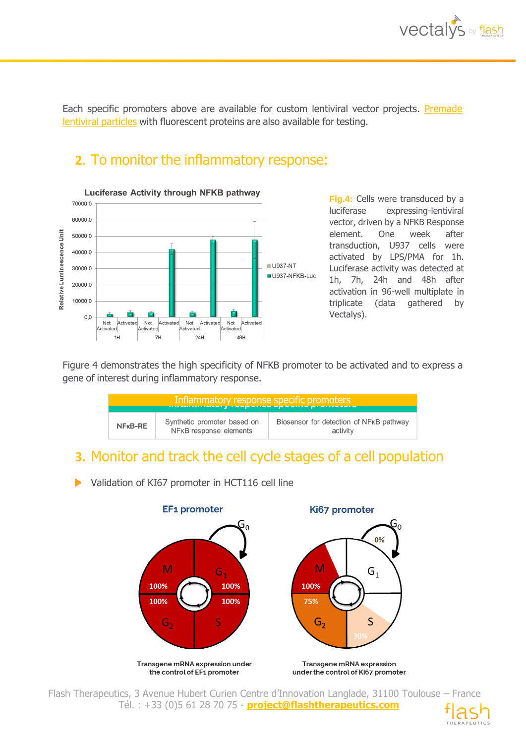Each specific promoters above are available for custom lentiviral vector projects. Premade lentiviral particles with fluorescent proteins are also available for testing.

## 2. To monitor the inflammatory response:

**Fig.4:** Cells were transduced by a luciferase expressing-lentiviral vector, driven by a NFKB Response element. One week after transduction, U937 cells were activated by LPS/PMA for 1h. Luciferase activity was detected at 1h, 7h, 24h and 48h after activation in 96-well multiplate in triplicate (data gathered by Vectalys).

Figure 4 demonstrates the high specificity of NFKB promoter to be activated and to express a gene of interest during inflammatory response.

| Inflammatory response specific promoters | | |
|---|---|---|
| **NFκB-RE** | Synthetic promoter based on NFκB response elements | Biosensor for detection of NFκB pathway activity |

## 3. Monitor and track the cell cycle stages of a cell population

- Validation of KI67 promoter in HCT116 cell line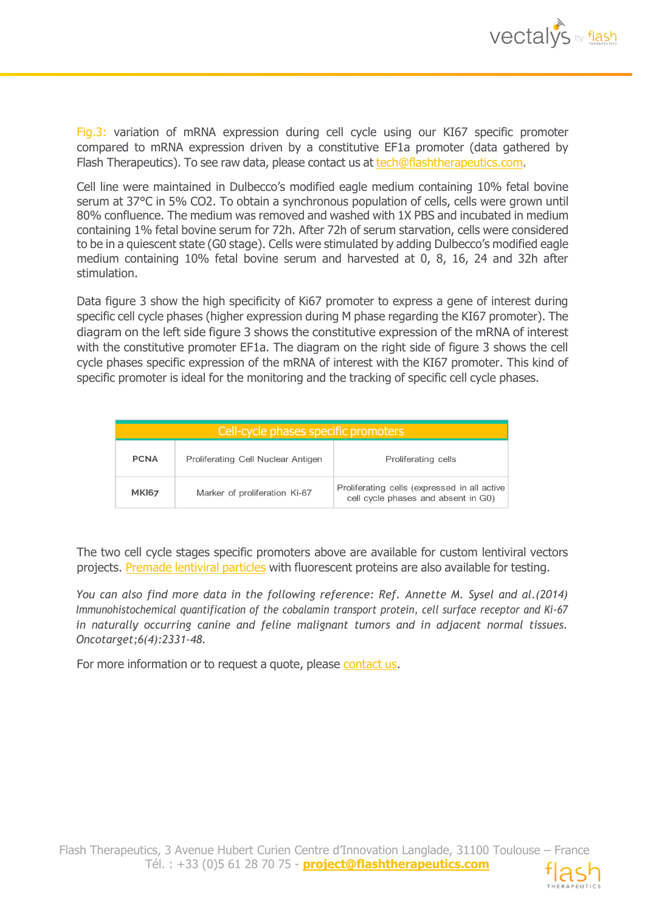Fig.3: variation of mRNA expression during cell cycle using our KI67 specific promoter compared to mRNA expression driven by a constitutive EF1a promoter (data gathered by Flash Therapeutics). To see raw data, please contact us at tech@flashtherapeutics.com.

Cell line were maintained in Dulbecco's modified eagle medium containing 10% fetal bovine serum at 37°C in 5% $CO_2$. To obtain a synchronous population of cells, cells were grown until 80% confluence. The medium was removed and washed with 1X PBS and incubated in medium containing 1% fetal bovine serum for 72h. After 72h of serum starvation, cells were considered to be in a quiescent state (G0 stage). Cells were stimulated by adding Dulbecco's modified eagle medium containing 10% fetal bovine serum and harvested at 0, 8, 16, 24 and 32h after stimulation.

Data figure 3 show the high specificity of Ki67 promoter to express a gene of interest during specific cell cycle phases (higher expression during M phase regarding the KI67 promoter). The diagram on the left side figure 3 shows the constitutive expression of the mRNA of interest with the constitutive promoter EF1a. The diagram on the right side of figure 3 shows the cell cycle phases specific expression of the mRNA of interest with the KI67 promoter. This kind of specific promoter is ideal for the monitoring and the tracking of specific cell cycle phases.

| Cell-cycle phases specific promoters | | |
|---|---|---|
| **PCNA** | Proliferating Cell Nuclear Antigen | Proliferating cells |
| **MKI67** | Marker of proliferation Ki-67 | Proliferating cells (expressed in all active cell cycle phases and absent in G0) |

The two cell cycle stages specific promoters above are available for custom lentiviral vectors projects. Premade lentiviral particles with fluorescent proteins are also available for testing.

*You can also find more data in the following reference: Ref. Annette M. Sysel and al.(2014) Immunohistochemical quantification of the cobalamin transport protein, cell surface receptor and Ki-67 in naturally occurring canine and feline malignant tumors and in adjacent normal tissues. Oncotarget;6(4):2331-48.*

For more information or to request a quote, please contact us.